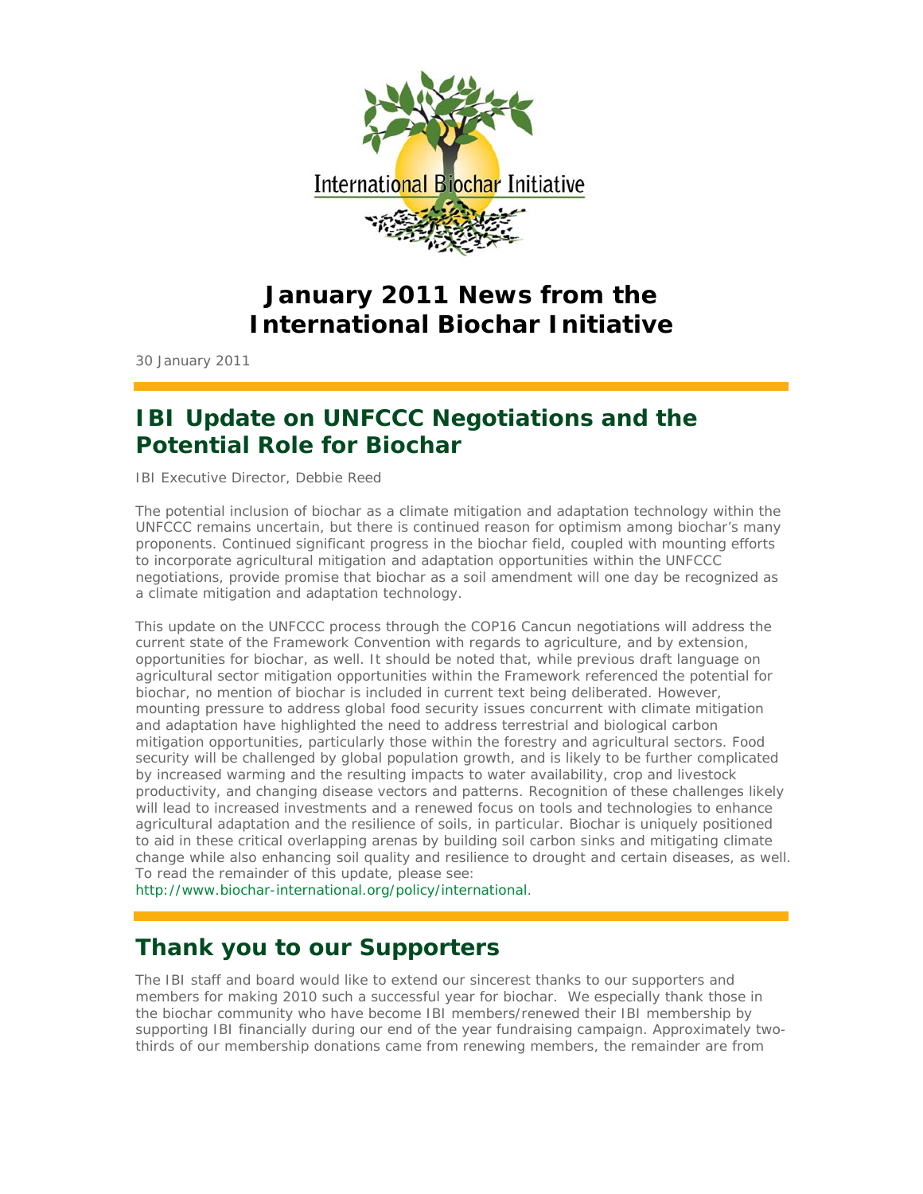# January 2011 News from the International Biochar Initiative

30 January 2011

## IBI Update on UNFCCC Negotiations and the Potential Role for Biochar

IBI Executive Director, Debbie Reed

The potential inclusion of biochar as a climate mitigation and adaptation technology within the UNFCCC remains uncertain, but there is continued reason for optimism among biochar's many proponents. Continued significant progress in the biochar field, coupled with mounting efforts to incorporate agricultural mitigation and adaptation opportunities within the UNFCCC negotiations, provide promise that biochar as a soil amendment will one day be recognized as a climate mitigation and adaptation technology.

This update on the UNFCCC process through the COP16 Cancun negotiations will address the current state of the Framework Convention with regards to agriculture, and by extension, opportunities for biochar, as well. It should be noted that, while previous draft language on agricultural sector mitigation opportunities within the Framework referenced the potential for biochar, no mention of biochar is included in current text being deliberated. However, mounting pressure to address global food security issues concurrent with climate mitigation and adaptation have highlighted the need to address terrestrial and biological carbon mitigation opportunities, particularly those within the forestry and agricultural sectors. Food security will be challenged by global population growth, and is likely to be further complicated by increased warming and the resulting impacts to water availability, crop and livestock productivity, and changing disease vectors and patterns. Recognition of these challenges likely will lead to increased investments and a renewed focus on tools and technologies to enhance agricultural adaptation and the resilience of soils, in particular. Biochar is uniquely positioned to aid in these critical overlapping arenas by building soil carbon sinks and mitigating climate change while also enhancing soil quality and resilience to drought and certain diseases, as well. To read the remainder of this update, please see: http://www.biochar-international.org/policy/international.

## Thank you to our Supporters

The IBI staff and board would like to extend our sincerest thanks to our supporters and members for making 2010 such a successful year for biochar. We especially thank those in the biochar community who have become IBI members/renewed their IBI membership by supporting IBI financially during our end of the year fundraising campaign. Approximately two-thirds of our membership donations came from renewing members, the remainder are from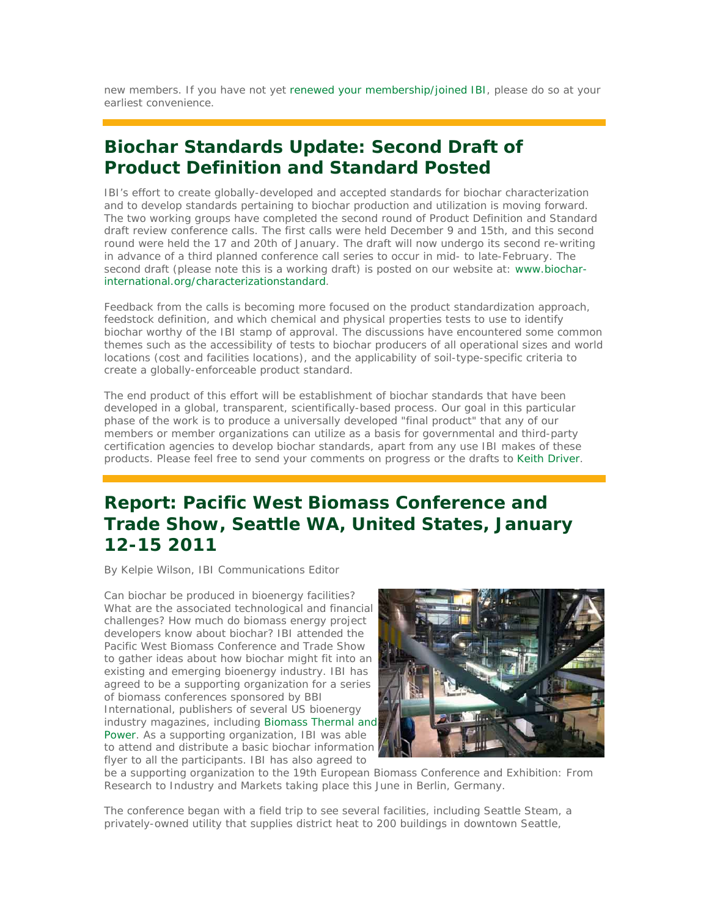new members. If you have not yet renewed your membership/joined IBI, please do so at your earliest convenience.

## Biochar Standards Update: Second Draft of Product Definition and Standard Posted

IBI's effort to create globally-developed and accepted standards for biochar characterization and to develop standards pertaining to biochar production and utilization is moving forward. The two working groups have completed the second round of Product Definition and Standard draft review conference calls. The first calls were held December 9 and 15th, and this second round were held the 17 and 20th of January. The draft will now undergo its second re-writing in advance of a third planned conference call series to occur in mid- to late-February. The second draft (please note this is a working draft) is posted on our website at: www.biochar-international.org/characterizationstandard.

Feedback from the calls is becoming more focused on the product standardization approach, feedstock definition, and which chemical and physical properties tests to use to identify biochar worthy of the IBI stamp of approval. The discussions have encountered some common themes such as the accessibility of tests to biochar producers of all operational sizes and world locations (cost and facilities locations), and the applicability of soil-type-specific criteria to create a globally-enforceable product standard.

The end product of this effort will be establishment of biochar standards that have been developed in a global, transparent, scientifically-based process. Our goal in this particular phase of the work is to produce a universally developed "final product" that any of our members or member organizations can utilize as a basis for governmental and third-party certification agencies to develop biochar standards, apart from any use IBI makes of these products. Please feel free to send your comments on progress or the drafts to Keith Driver.

## Report: Pacific West Biomass Conference and Trade Show, Seattle WA, United States, January 12-15 2011

By Kelpie Wilson, IBI Communications Editor

Can biochar be produced in bioenergy facilities? What are the associated technological and financial challenges? How much do biomass energy project developers know about biochar? IBI attended the Pacific West Biomass Conference and Trade Show to gather ideas about how biochar might fit into an existing and emerging bioenergy industry. IBI has agreed to be a supporting organization for a series of biomass conferences sponsored by BBI International, publishers of several US bioenergy industry magazines, including Biomass Thermal and Power. As a supporting organization, IBI was able to attend and distribute a basic biochar information flyer to all the participants. IBI has also agreed to be a supporting organization to the 19th European Biomass Conference and Exhibition: From Research to Industry and Markets taking place this June in Berlin, Germany.

The conference began with a field trip to see several facilities, including Seattle Steam, a privately-owned utility that supplies district heat to 200 buildings in downtown Seattle,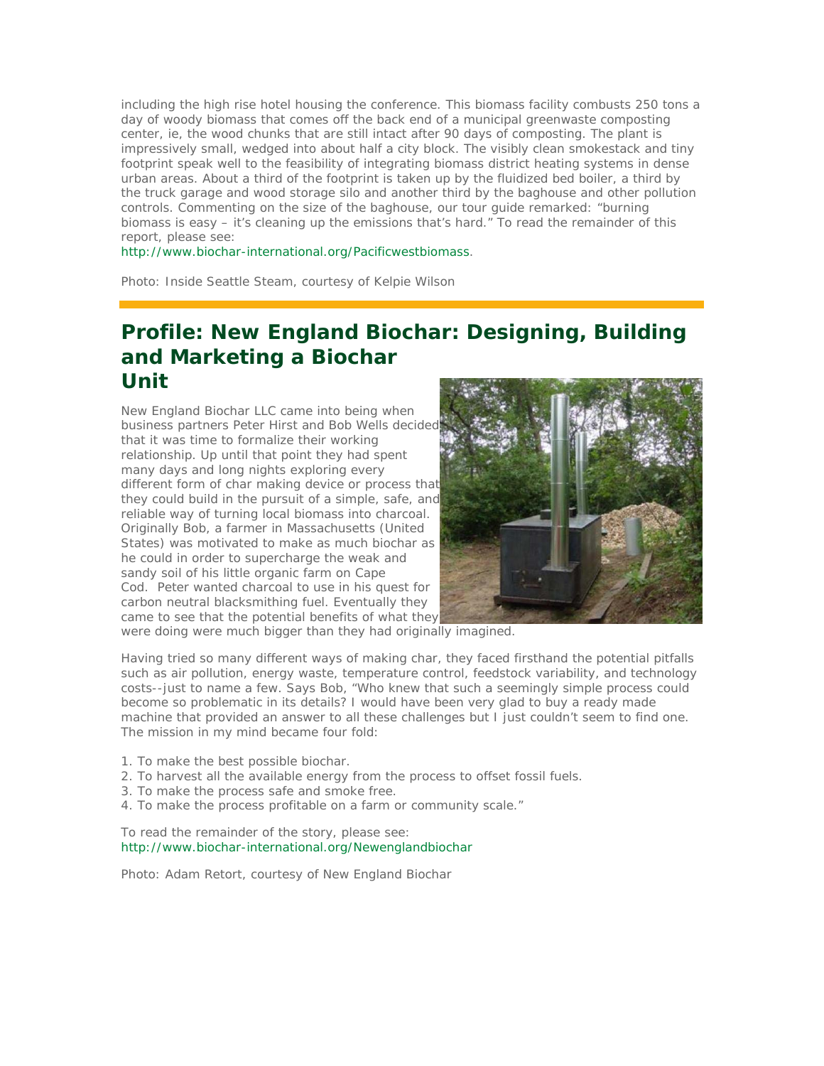including the high rise hotel housing the conference. This biomass facility combusts 250 tons a day of woody biomass that comes off the back end of a municipal greenwaste composting center, ie, the wood chunks that are still intact after 90 days of composting. The plant is impressively small, wedged into about half a city block. The visibly clean smokestack and tiny footprint speak well to the feasibility of integrating biomass district heating systems in dense urban areas. About a third of the footprint is taken up by the fluidized bed boiler, a third by the truck garage and wood storage silo and another third by the baghouse and other pollution controls. Commenting on the size of the baghouse, our tour guide remarked: "burning biomass is easy – it's cleaning up the emissions that's hard." To read the remainder of this report, please see:
http://www.biochar-international.org/Pacificwestbiomass.

Photo: Inside Seattle Steam, courtesy of Kelpie Wilson

## Profile: New England Biochar: Designing, Building and Marketing a Biochar Unit

New England Biochar LLC came into being when business partners Peter Hirst and Bob Wells decided that it was time to formalize their working relationship. Up until that point they had spent many days and long nights exploring every different form of char making device or process that they could build in the pursuit of a simple, safe, and reliable way of turning local biomass into charcoal. Originally Bob, a farmer in Massachusetts (United States) was motivated to make as much biochar as he could in order to supercharge the weak and sandy soil of his little organic farm on Cape Cod. Peter wanted charcoal to use in his quest for carbon neutral blacksmithing fuel. Eventually they came to see that the potential benefits of what they were doing were much bigger than they had originally imagined.

Having tried so many different ways of making char, they faced firsthand the potential pitfalls such as air pollution, energy waste, temperature control, feedstock variability, and technology costs--just to name a few. Says Bob, "Who knew that such a seemingly simple process could become so problematic in its details? I would have been very glad to buy a ready made machine that provided an answer to all these challenges but I just couldn't seem to find one. The mission in my mind became four fold:

1. To make the best possible biochar.
2. To harvest all the available energy from the process to offset fossil fuels.
3. To make the process safe and smoke free.
4. To make the process profitable on a farm or community scale."

To read the remainder of the story, please see:
http://www.biochar-international.org/Newenglandbiochar

Photo: Adam Retort, courtesy of New England Biochar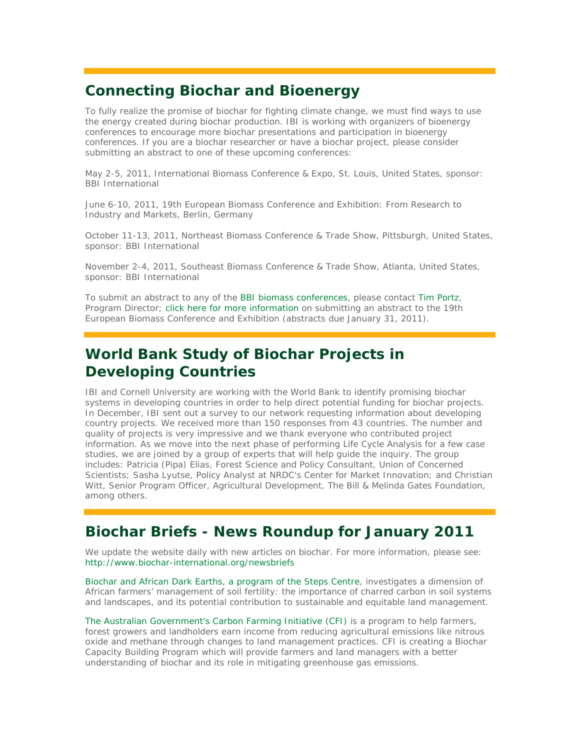## Connecting Biochar and Bioenergy

To fully realize the promise of biochar for fighting climate change, we must find ways to use the energy created during biochar production. IBI is working with organizers of bioenergy conferences to encourage more biochar presentations and participation in bioenergy conferences. If you are a biochar researcher or have a biochar project, please consider submitting an abstract to one of these upcoming conferences:

May 2-5, 2011, International Biomass Conference & Expo, St. Louis, United States, sponsor: BBI International

June 6-10, 2011, 19th European Biomass Conference and Exhibition: From Research to Industry and Markets, Berlin, Germany

October 11-13, 2011, Northeast Biomass Conference & Trade Show, Pittsburgh, United States, sponsor: BBI International

November 2-4, 2011, Southeast Biomass Conference & Trade Show, Atlanta, United States, sponsor: BBI International

To submit an abstract to any of the BBI biomass conferences, please contact Tim Portz, Program Director; click here for more information on submitting an abstract to the 19th European Biomass Conference and Exhibition (abstracts due January 31, 2011).

## World Bank Study of Biochar Projects in Developing Countries

IBI and Cornell University are working with the World Bank to identify promising biochar systems in developing countries in order to help direct potential funding for biochar projects. In December, IBI sent out a survey to our network requesting information about developing country projects. We received more than 150 responses from 43 countries. The number and quality of projects is very impressive and we thank everyone who contributed project information. As we move into the next phase of performing Life Cycle Analysis for a few case studies, we are joined by a group of experts that will help guide the inquiry. The group includes: Patricia (Pipa) Elias, Forest Science and Policy Consultant, Union of Concerned Scientists; Sasha Lyutse, Policy Analyst at NRDC's Center for Market Innovation; and Christian Witt, Senior Program Officer, Agricultural Development, The Bill & Melinda Gates Foundation, among others.

## Biochar Briefs - News Roundup for January 2011

We update the website daily with new articles on biochar. For more information, please see: http://www.biochar-international.org/newsbriefs

Biochar and African Dark Earths, a program of the Steps Centre, investigates a dimension of African farmers' management of soil fertility: the importance of charred carbon in soil systems and landscapes, and its potential contribution to sustainable and equitable land management.

The Australian Government's Carbon Farming Initiative (CFI) is a program to help farmers, forest growers and landholders earn income from reducing agricultural emissions like nitrous oxide and methane through changes to land management practices. CFI is creating a Biochar Capacity Building Program which will provide farmers and land managers with a better understanding of biochar and its role in mitigating greenhouse gas emissions.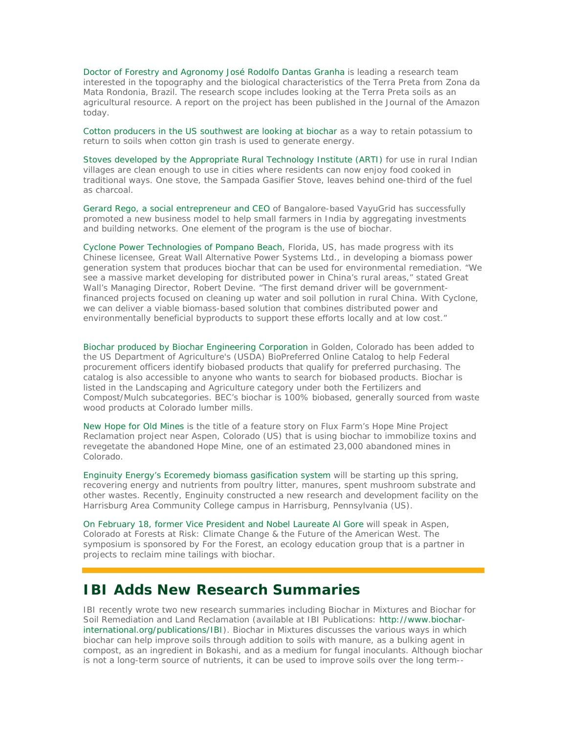Doctor of Forestry and Agronomy José Rodolfo Dantas Granha is leading a research team interested in the topography and the biological characteristics of the Terra Preta from Zona da Mata Rondonia, Brazil. The research scope includes looking at the Terra Preta soils as an agricultural resource. A report on the project has been published in the Journal of the Amazon today.

Cotton producers in the US southwest are looking at biochar as a way to retain potassium to return to soils when cotton gin trash is used to generate energy.

Stoves developed by the Appropriate Rural Technology Institute (ARTI) for use in rural Indian villages are clean enough to use in cities where residents can now enjoy food cooked in traditional ways. One stove, the Sampada Gasifier Stove, leaves behind one-third of the fuel as charcoal.

Gerard Rego, a social entrepreneur and CEO of Bangalore-based VayuGrid has successfully promoted a new business model to help small farmers in India by aggregating investments and building networks. One element of the program is the use of biochar.

Cyclone Power Technologies of Pompano Beach, Florida, US, has made progress with its Chinese licensee, Great Wall Alternative Power Systems Ltd., in developing a biomass power generation system that produces biochar that can be used for environmental remediation. "We see a massive market developing for distributed power in China's rural areas," stated Great Wall's Managing Director, Robert Devine. "The first demand driver will be government-financed projects focused on cleaning up water and soil pollution in rural China. With Cyclone, we can deliver a viable biomass-based solution that combines distributed power and environmentally beneficial byproducts to support these efforts locally and at low cost."

Biochar produced by Biochar Engineering Corporation in Golden, Colorado has been added to the US Department of Agriculture's (USDA) BioPreferred Online Catalog to help Federal procurement officers identify biobased products that qualify for preferred purchasing. The catalog is also accessible to anyone who wants to search for biobased products. Biochar is listed in the Landscaping and Agriculture category under both the Fertilizers and Compost/Mulch subcategories. BEC's biochar is 100% biobased, generally sourced from waste wood products at Colorado lumber mills.

New Hope for Old Mines is the title of a feature story on Flux Farm's Hope Mine Project Reclamation project near Aspen, Colorado (US) that is using biochar to immobilize toxins and revegetate the abandoned Hope Mine, one of an estimated 23,000 abandoned mines in Colorado.

Enginuity Energy's Ecoremedy biomass gasification system will be starting up this spring, recovering energy and nutrients from poultry litter, manures, spent mushroom substrate and other wastes. Recently, Enginuity constructed a new research and development facility on the Harrisburg Area Community College campus in Harrisburg, Pennsylvania (US).

On February 18, former Vice President and Nobel Laureate Al Gore will speak in Aspen, Colorado at Forests at Risk: Climate Change & the Future of the American West. The symposium is sponsored by For the Forest, an ecology education group that is a partner in projects to reclaim mine tailings with biochar.

## IBI Adds New Research Summaries

IBI recently wrote two new research summaries including Biochar in Mixtures and Biochar for Soil Remediation and Land Reclamation (available at IBI Publications: http://www.biochar-international.org/publications/IBI). Biochar in Mixtures discusses the various ways in which biochar can help improve soils through addition to soils with manure, as a bulking agent in compost, as an ingredient in Bokashi, and as a medium for fungal inoculants. Although biochar is not a long-term source of nutrients, it can be used to improve soils over the long term--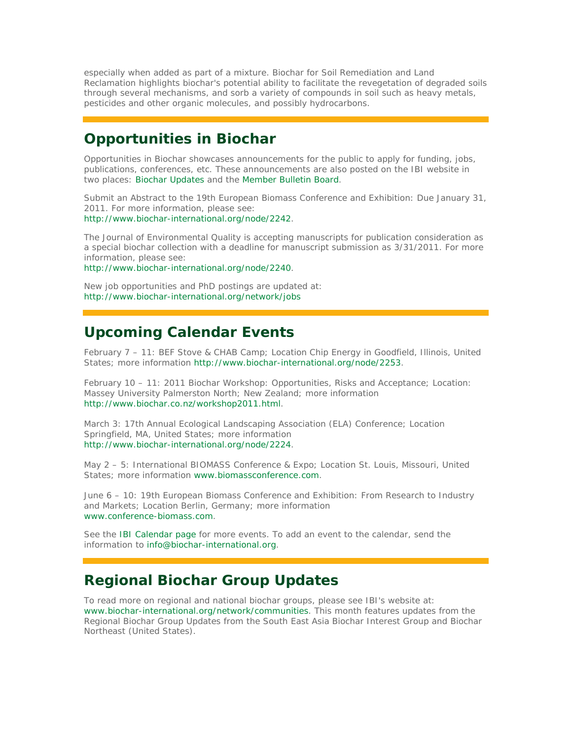especially when added as part of a mixture. Biochar for Soil Remediation and Land Reclamation highlights biochar's potential ability to facilitate the revegetation of degraded soils through several mechanisms, and sorb a variety of compounds in soil such as heavy metals, pesticides and other organic molecules, and possibly hydrocarbons.

## Opportunities in Biochar

Opportunities in Biochar showcases announcements for the public to apply for funding, jobs, publications, conferences, etc. These announcements are also posted on the IBI website in two places: Biochar Updates and the Member Bulletin Board.

Submit an Abstract to the 19th European Biomass Conference and Exhibition: Due January 31, 2011. For more information, please see: http://www.biochar-international.org/node/2242.

The Journal of Environmental Quality is accepting manuscripts for publication consideration as a special biochar collection with a deadline for manuscript submission as 3/31/2011. For more information, please see: http://www.biochar-international.org/node/2240.

New job opportunities and PhD postings are updated at: http://www.biochar-international.org/network/jobs

## Upcoming Calendar Events

February 7 – 11: BEF Stove & CHAB Camp; Location Chip Energy in Goodfield, Illinois, United States; more information http://www.biochar-international.org/node/2253.

February 10 – 11: 2011 Biochar Workshop: Opportunities, Risks and Acceptance; Location: Massey University Palmerston North; New Zealand; more information http://www.biochar.co.nz/workshop2011.html.

March 3: 17th Annual Ecological Landscaping Association (ELA) Conference; Location Springfield, MA, United States; more information http://www.biochar-international.org/node/2224.

May 2 – 5: International BIOMASS Conference & Expo; Location St. Louis, Missouri, United States; more information www.biomassconference.com.

June 6 – 10: 19th European Biomass Conference and Exhibition: From Research to Industry and Markets; Location Berlin, Germany; more information www.conference-biomass.com.

See the IBI Calendar page for more events. To add an event to the calendar, send the information to info@biochar-international.org.

## Regional Biochar Group Updates

To read more on regional and national biochar groups, please see IBI's website at: www.biochar-international.org/network/communities. This month features updates from the Regional Biochar Group Updates from the South East Asia Biochar Interest Group and Biochar Northeast (United States).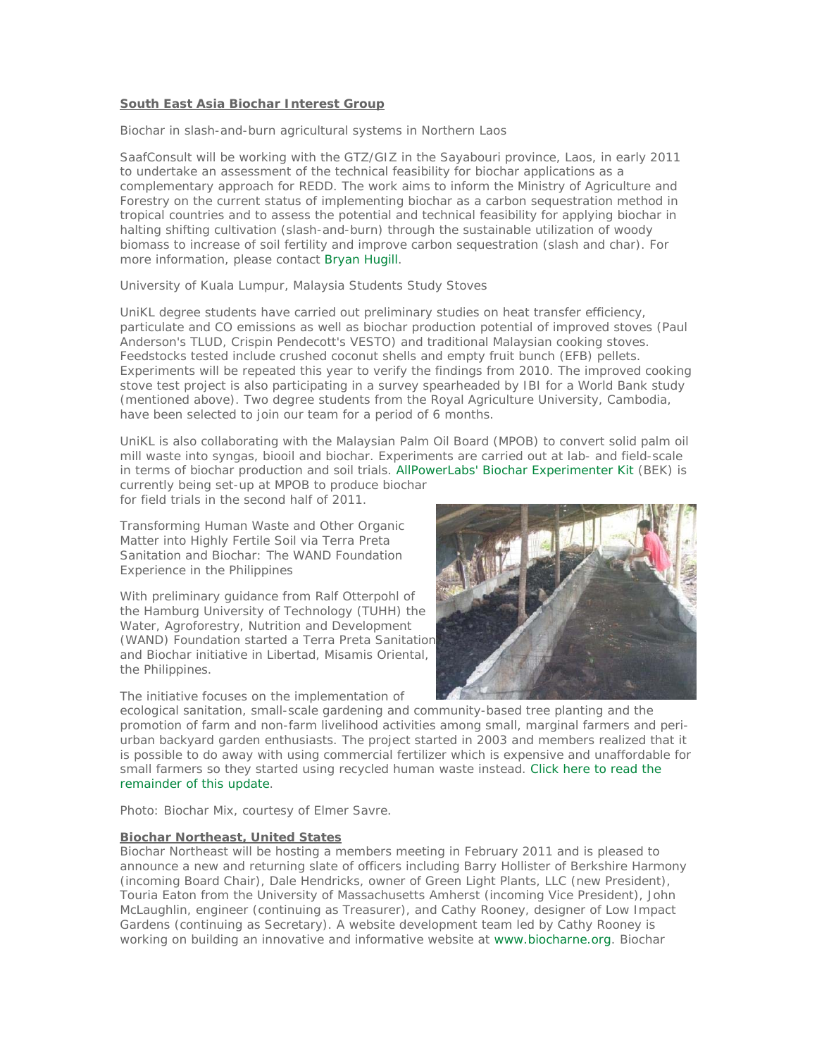## South East Asia Biochar Interest Group

Biochar in slash-and-burn agricultural systems in Northern Laos

SaafConsult will be working with the GTZ/GIZ in the Sayabouri province, Laos, in early 2011 to undertake an assessment of the technical feasibility for biochar applications as a complementary approach for REDD. The work aims to inform the Ministry of Agriculture and Forestry on the current status of implementing biochar as a carbon sequestration method in tropical countries and to assess the potential and technical feasibility for applying biochar in halting shifting cultivation (slash-and-burn) through the sustainable utilization of woody biomass to increase of soil fertility and improve carbon sequestration (slash and char). For more information, please contact Bryan Hugill.

University of Kuala Lumpur, Malaysia Students Study Stoves

UniKL degree students have carried out preliminary studies on heat transfer efficiency, particulate and CO emissions as well as biochar production potential of improved stoves (Paul Anderson's TLUD, Crispin Pendecott's VESTO) and traditional Malaysian cooking stoves. Feedstocks tested include crushed coconut shells and empty fruit bunch (EFB) pellets. Experiments will be repeated this year to verify the findings from 2010. The improved cooking stove test project is also participating in a survey spearheaded by IBI for a World Bank study (mentioned above). Two degree students from the Royal Agriculture University, Cambodia, have been selected to join our team for a period of 6 months.

UniKL is also collaborating with the Malaysian Palm Oil Board (MPOB) to convert solid palm oil mill waste into syngas, biooil and biochar. Experiments are carried out at lab- and field-scale in terms of biochar production and soil trials. AllPowerLabs' Biochar Experimenter Kit (BEK) is currently being set-up at MPOB to produce biochar for field trials in the second half of 2011.

Transforming Human Waste and Other Organic Matter into Highly Fertile Soil via Terra Preta Sanitation and Biochar: The WAND Foundation Experience in the Philippines

With preliminary guidance from Ralf Otterpohl of the Hamburg University of Technology (TUHH) the Water, Agroforestry, Nutrition and Development (WAND) Foundation started a Terra Preta Sanitation and Biochar initiative in Libertad, Misamis Oriental, the Philippines.

The initiative focuses on the implementation of ecological sanitation, small-scale gardening and community-based tree planting and the promotion of farm and non-farm livelihood activities among small, marginal farmers and peri-urban backyard garden enthusiasts. The project started in 2003 and members realized that it is possible to do away with using commercial fertilizer which is expensive and unaffordable for small farmers so they started using recycled human waste instead. Click here to read the remainder of this update.

Photo: Biochar Mix, courtesy of Elmer Savre.

## Biochar Northeast, United States

Biochar Northeast will be hosting a members meeting in February 2011 and is pleased to announce a new and returning slate of officers including Barry Hollister of Berkshire Harmony (incoming Board Chair), Dale Hendricks, owner of Green Light Plants, LLC (new President), Touria Eaton from the University of Massachusetts Amherst (incoming Vice President), John McLaughlin, engineer (continuing as Treasurer), and Cathy Rooney, designer of Low Impact Gardens (continuing as Secretary). A website development team led by Cathy Rooney is working on building an innovative and informative website at www.biocharne.org. Biochar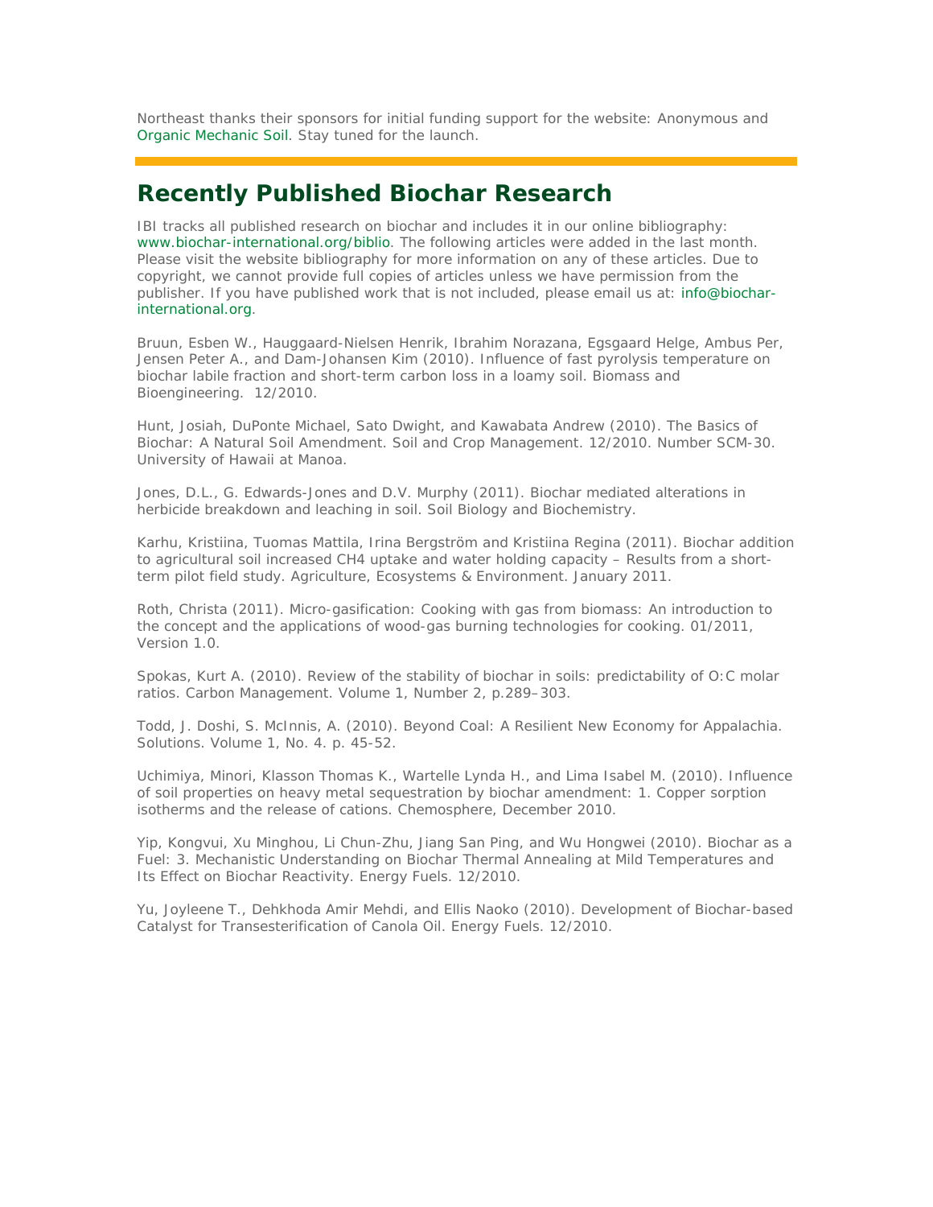Northeast thanks their sponsors for initial funding support for the website: Anonymous and Organic Mechanic Soil. Stay tuned for the launch.

## Recently Published Biochar Research

IBI tracks all published research on biochar and includes it in our online bibliography: www.biochar-international.org/biblio. The following articles were added in the last month. Please visit the website bibliography for more information on any of these articles. Due to copyright, we cannot provide full copies of articles unless we have permission from the publisher. If you have published work that is not included, please email us at: info@biochar-international.org.

Bruun, Esben W., Hauggaard-Nielsen Henrik, Ibrahim Norazana, Egsgaard Helge, Ambus Per, Jensen Peter A., and Dam-Johansen Kim (2010). Influence of fast pyrolysis temperature on biochar labile fraction and short-term carbon loss in a loamy soil. Biomass and Bioengineering. 12/2010.

Hunt, Josiah, DuPonte Michael, Sato Dwight, and Kawabata Andrew (2010). The Basics of Biochar: A Natural Soil Amendment. Soil and Crop Management. 12/2010. Number SCM-30. University of Hawaii at Manoa.

Jones, D.L., G. Edwards-Jones and D.V. Murphy (2011). Biochar mediated alterations in herbicide breakdown and leaching in soil. Soil Biology and Biochemistry.

Karhu, Kristiina, Tuomas Mattila, Irina Bergström and Kristiina Regina (2011). Biochar addition to agricultural soil increased $CH_4$ uptake and water holding capacity – Results from a short-term pilot field study. Agriculture, Ecosystems & Environment. January 2011.

Roth, Christa (2011). Micro-gasification: Cooking with gas from biomass: An introduction to the concept and the applications of wood-gas burning technologies for cooking. 01/2011, Version 1.0.

Spokas, Kurt A. (2010). Review of the stability of biochar in soils: predictability of O:C molar ratios. Carbon Management. Volume 1, Number 2, p.289–303.

Todd, J. Doshi, S. McInnis, A. (2010). Beyond Coal: A Resilient New Economy for Appalachia. Solutions. Volume 1, No. 4. p. 45-52.

Uchimiya, Minori, Klasson Thomas K., Wartelle Lynda H., and Lima Isabel M. (2010). Influence of soil properties on heavy metal sequestration by biochar amendment: 1. Copper sorption isotherms and the release of cations. Chemosphere, December 2010.

Yip, Kongvui, Xu Minghou, Li Chun-Zhu, Jiang San Ping, and Wu Hongwei (2010). Biochar as a Fuel: 3. Mechanistic Understanding on Biochar Thermal Annealing at Mild Temperatures and Its Effect on Biochar Reactivity. Energy Fuels. 12/2010.

Yu, Joyleene T., Dehkhoda Amir Mehdi, and Ellis Naoko (2010). Development of Biochar-based Catalyst for Transesterification of Canola Oil. Energy Fuels. 12/2010.